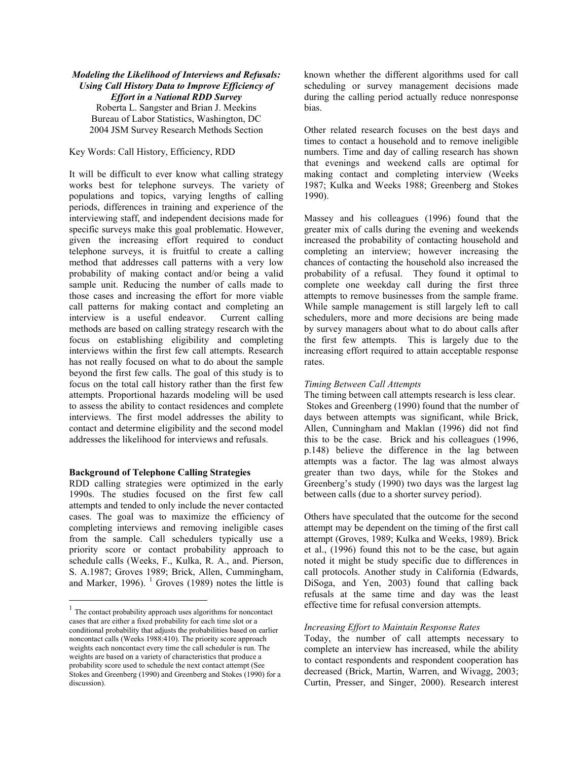***Modeling the Likelihood of Interviews and Refusals: Using Call History Data to Improve Efficiency of Effort in a National RDD Survey***

Roberta L. Sangster and Brian J. Meekins
Bureau of Labor Statistics, Washington, DC
2004 JSM Survey Research Methods Section

Key Words: Call History, Efficiency, RDD

It will be difficult to ever know what calling strategy works best for telephone surveys. The variety of populations and topics, varying lengths of calling periods, differences in training and experience of the interviewing staff, and independent decisions made for specific surveys make this goal problematic. However, given the increasing effort required to conduct telephone surveys, it is fruitful to create a calling method that addresses call patterns with a very low probability of making contact and/or being a valid sample unit. Reducing the number of calls made to those cases and increasing the effort for more viable call patterns for making contact and completing an interview is a useful endeavor. Current calling methods are based on calling strategy research with the focus on establishing eligibility and completing interviews within the first few call attempts. Research has not really focused on what to do about the sample beyond the first few calls. The goal of this study is to focus on the total call history rather than the first few attempts. Proportional hazards modeling will be used to assess the ability to contact residences and complete interviews. The first model addresses the ability to contact and determine eligibility and the second model addresses the likelihood for interviews and refusals.

**Background of Telephone Calling Strategies**

RDD calling strategies were optimized in the early 1990s. The studies focused on the first few call attempts and tended to only include the never contacted cases. The goal was to maximize the efficiency of completing interviews and removing ineligible cases from the sample. Call schedulers typically use a priority score or contact probability approach to schedule calls (Weeks, F., Kulka, R. A., and. Pierson, S. A.1987; Groves 1989; Brick, Allen, Cummingham, and Marker, 1996). [1] Groves (1989) notes the little is known whether the different algorithms used for call scheduling or survey management decisions made during the calling period actually reduce nonresponse bias.

Other related research focuses on the best days and times to contact a household and to remove ineligible numbers. Time and day of calling research has shown that evenings and weekend calls are optimal for making contact and completing interview (Weeks 1987; Kulka and Weeks 1988; Greenberg and Stokes 1990).

Massey and his colleagues (1996) found that the greater mix of calls during the evening and weekends increased the probability of contacting household and completing an interview; however increasing the chances of contacting the household also increased the probability of a refusal. They found it optimal to complete one weekday call during the first three attempts to remove businesses from the sample frame. While sample management is still largely left to call schedulers, more and more decisions are being made by survey managers about what to do about calls after the first few attempts. This is largely due to the increasing effort required to attain acceptable response rates.

*Timing Between Call Attempts*

The timing between call attempts research is less clear. Stokes and Greenberg (1990) found that the number of days between attempts was significant, while Brick, Allen, Cunningham and Maklan (1996) did not find this to be the case. Brick and his colleagues (1996, p.148) believe the difference in the lag between attempts was a factor. The lag was almost always greater than two days, while for the Stokes and Greenberg's study (1990) two days was the largest lag between calls (due to a shorter survey period).

Others have speculated that the outcome for the second attempt may be dependent on the timing of the first call attempt (Groves, 1989; Kulka and Weeks, 1989). Brick et al., (1996) found this not to be the case, but again noted it might be study specific due to differences in call protocols. Another study in California (Edwards, DiSoga, and Yen, 2003) found that calling back refusals at the same time and day was the least effective time for refusal conversion attempts.

*Increasing Effort to Maintain Response Rates*

Today, the number of call attempts necessary to complete an interview has increased, while the ability to contact respondents and respondent cooperation has decreased (Brick, Martin, Warren, and Wivagg, 2003; Curtin, Presser, and Singer, 2000). Research interest

---

[1] The contact probability approach uses algorithms for noncontact cases that are either a fixed probability for each time slot or a conditional probability that adjusts the probabilities based on earlier noncontact calls (Weeks 1988:410). The priority score approach weights each noncontact every time the call scheduler is run. The weights are based on a variety of characteristics that produce a probability score used to schedule the next contact attempt (See Stokes and Greenberg (1990) and Greenberg and Stokes (1990) for a discussion).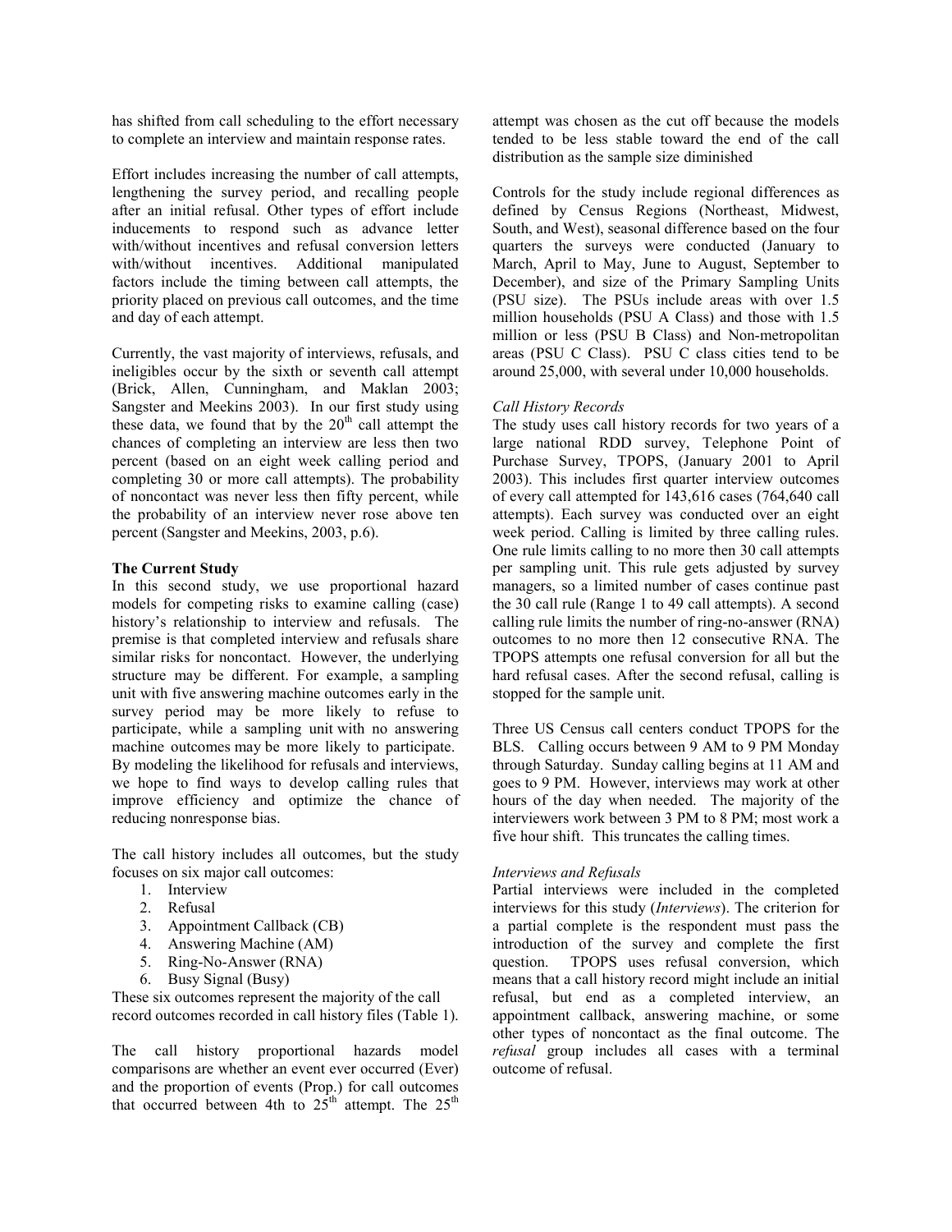has shifted from call scheduling to the effort necessary to complete an interview and maintain response rates.

Effort includes increasing the number of call attempts, lengthening the survey period, and recalling people after an initial refusal. Other types of effort include inducements to respond such as advance letter with/without incentives and refusal conversion letters with/without incentives. Additional manipulated factors include the timing between call attempts, the priority placed on previous call outcomes, and the time and day of each attempt.

Currently, the vast majority of interviews, refusals, and ineligibles occur by the sixth or seventh call attempt (Brick, Allen, Cunningham, and Maklan 2003; Sangster and Meekins 2003). In our first study using these data, we found that by the 20[th] call attempt the chances of completing an interview are less then two percent (based on an eight week calling period and completing 30 or more call attempts). The probability of noncontact was never less then fifty percent, while the probability of an interview never rose above ten percent (Sangster and Meekins, 2003, p.6).

**The Current Study**

In this second study, we use proportional hazard models for competing risks to examine calling (case) history's relationship to interview and refusals. The premise is that completed interview and refusals share similar risks for noncontact. However, the underlying structure may be different. For example, a sampling unit with five answering machine outcomes early in the survey period may be more likely to refuse to participate, while a sampling unit with no answering machine outcomes may be more likely to participate. By modeling the likelihood for refusals and interviews, we hope to find ways to develop calling rules that improve efficiency and optimize the chance of reducing nonresponse bias.

The call history includes all outcomes, but the study focuses on six major call outcomes:

1. Interview
2. Refusal
3. Appointment Callback (CB)
4. Answering Machine (AM)
5. Ring-No-Answer (RNA)
6. Busy Signal (Busy)

These six outcomes represent the majority of the call record outcomes recorded in call history files (Table 1).

The call history proportional hazards model comparisons are whether an event ever occurred (Ever) and the proportion of events (Prop.) for call outcomes that occurred between 4th to 25[th] attempt. The 25[th] attempt was chosen as the cut off because the models tended to be less stable toward the end of the call distribution as the sample size diminished

Controls for the study include regional differences as defined by Census Regions (Northeast, Midwest, South, and West), seasonal difference based on the four quarters the surveys were conducted (January to March, April to May, June to August, September to December), and size of the Primary Sampling Units (PSU size). The PSUs include areas with over 1.5 million households (PSU A Class) and those with 1.5 million or less (PSU B Class) and Non-metropolitan areas (PSU C Class). PSU C class cities tend to be around 25,000, with several under 10,000 households.

*Call History Records*

The study uses call history records for two years of a large national RDD survey, Telephone Point of Purchase Survey, TPOPS, (January 2001 to April 2003). This includes first quarter interview outcomes of every call attempted for 143,616 cases (764,640 call attempts). Each survey was conducted over an eight week period. Calling is limited by three calling rules. One rule limits calling to no more then 30 call attempts per sampling unit. This rule gets adjusted by survey managers, so a limited number of cases continue past the 30 call rule (Range 1 to 49 call attempts). A second calling rule limits the number of ring-no-answer (RNA) outcomes to no more then 12 consecutive RNA. The TPOPS attempts one refusal conversion for all but the hard refusal cases. After the second refusal, calling is stopped for the sample unit.

Three US Census call centers conduct TPOPS for the BLS. Calling occurs between 9 AM to 9 PM Monday through Saturday. Sunday calling begins at 11 AM and goes to 9 PM. However, interviews may work at other hours of the day when needed. The majority of the interviewers work between 3 PM to 8 PM; most work a five hour shift. This truncates the calling times.

*Interviews and Refusals*

Partial interviews were included in the completed interviews for this study (*Interviews*). The criterion for a partial complete is the respondent must pass the introduction of the survey and complete the first question. TPOPS uses refusal conversion, which means that a call history record might include an initial refusal, but end as a completed interview, an appointment callback, answering machine, or some other types of noncontact as the final outcome. The *refusal* group includes all cases with a terminal outcome of refusal.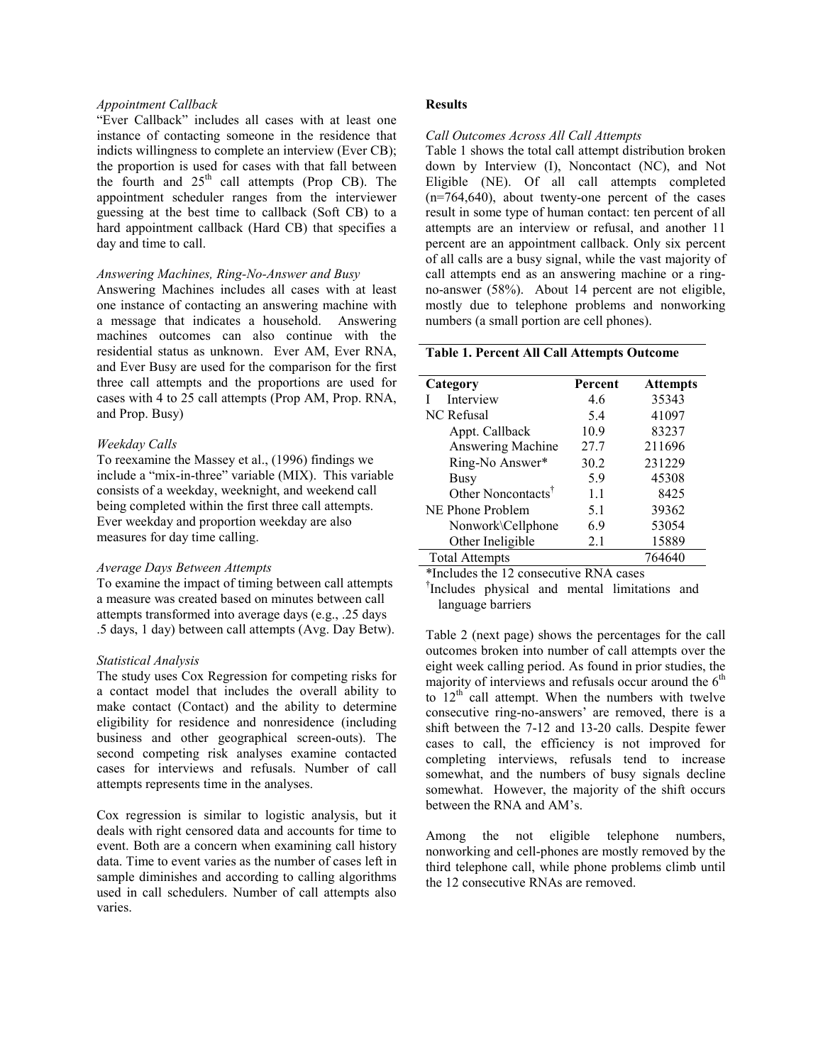*Appointment Callback*

"Ever Callback" includes all cases with at least one instance of contacting someone in the residence that indicts willingness to complete an interview (Ever CB); the proportion is used for cases with that fall between the fourth and 25[th] call attempts (Prop CB). The appointment scheduler ranges from the interviewer guessing at the best time to callback (Soft CB) to a hard appointment callback (Hard CB) that specifies a day and time to call.

*Answering Machines, Ring-No-Answer and Busy*

Answering Machines includes all cases with at least one instance of contacting an answering machine with a message that indicates a household. Answering machines outcomes can also continue with the residential status as unknown. Ever AM, Ever RNA, and Ever Busy are used for the comparison for the first three call attempts and the proportions are used for cases with 4 to 25 call attempts (Prop AM, Prop. RNA, and Prop. Busy)

*Weekday Calls*

To reexamine the Massey et al., (1996) findings we include a "mix-in-three" variable (MIX). This variable consists of a weekday, weeknight, and weekend call being completed within the first three call attempts. Ever weekday and proportion weekday are also measures for day time calling.

*Average Days Between Attempts*

To examine the impact of timing between call attempts a measure was created based on minutes between call attempts transformed into average days (e.g., .25 days .5 days, 1 day) between call attempts (Avg. Day Betw).

*Statistical Analysis*

The study uses Cox Regression for competing risks for a contact model that includes the overall ability to make contact (Contact) and the ability to determine eligibility for residence and nonresidence (including business and other geographical screen-outs). The second competing risk analyses examine contacted cases for interviews and refusals. Number of call attempts represents time in the analyses.

Cox regression is similar to logistic analysis, but it deals with right censored data and accounts for time to event. Both are a concern when examining call history data. Time to event varies as the number of cases left in sample diminishes and according to calling algorithms used in call schedulers. Number of call attempts also varies.

**Results**

*Call Outcomes Across All Call Attempts*

Table 1 shows the total call attempt distribution broken down by Interview (I), Noncontact (NC), and Not Eligible (NE). Of all call attempts completed (n=764,640), about twenty-one percent of the cases result in some type of human contact: ten percent of all attempts are an interview or refusal, and another 11 percent are an appointment callback. Only six percent of all calls are a busy signal, while the vast majority of call attempts end as an answering machine or a ring-no-answer (58%). About 14 percent are not eligible, mostly due to telephone problems and nonworking numbers (a small portion are cell phones).

**Table 1. Percent All Call Attempts Outcome**

| Category | Percent | Attempts |
|---|---|---|
| I Interview | 4.6 | 35343 |
| NC Refusal | 5.4 | 41097 |
| Appt. Callback | 10.9 | 83237 |
| Answering Machine | 27.7 | 211696 |
| Ring-No Answer* | 30.2 | 231229 |
| Busy | 5.9 | 45308 |
| Other Noncontacts[†] | 1.1 | 8425 |
| NE Phone Problem | 5.1 | 39362 |
| Nonwork\Cellphone | 6.9 | 53054 |
| Other Ineligible | 2.1 | 15889 |
| Total Attempts | | 764640 |

*Includes the 12 consecutive RNA cases

[†]Includes physical and mental limitations and language barriers

Table 2 (next page) shows the percentages for the call outcomes broken into number of call attempts over the eight week calling period. As found in prior studies, the majority of interviews and refusals occur around the 6[th] to 12[th] call attempt. When the numbers with twelve consecutive ring-no-answers' are removed, there is a shift between the 7-12 and 13-20 calls. Despite fewer cases to call, the efficiency is not improved for completing interviews, refusals tend to increase somewhat, and the numbers of busy signals decline somewhat. However, the majority of the shift occurs between the RNA and AM's.

Among the not eligible telephone numbers, nonworking and cell-phones are mostly removed by the third telephone call, while phone problems climb until the 12 consecutive RNAs are removed.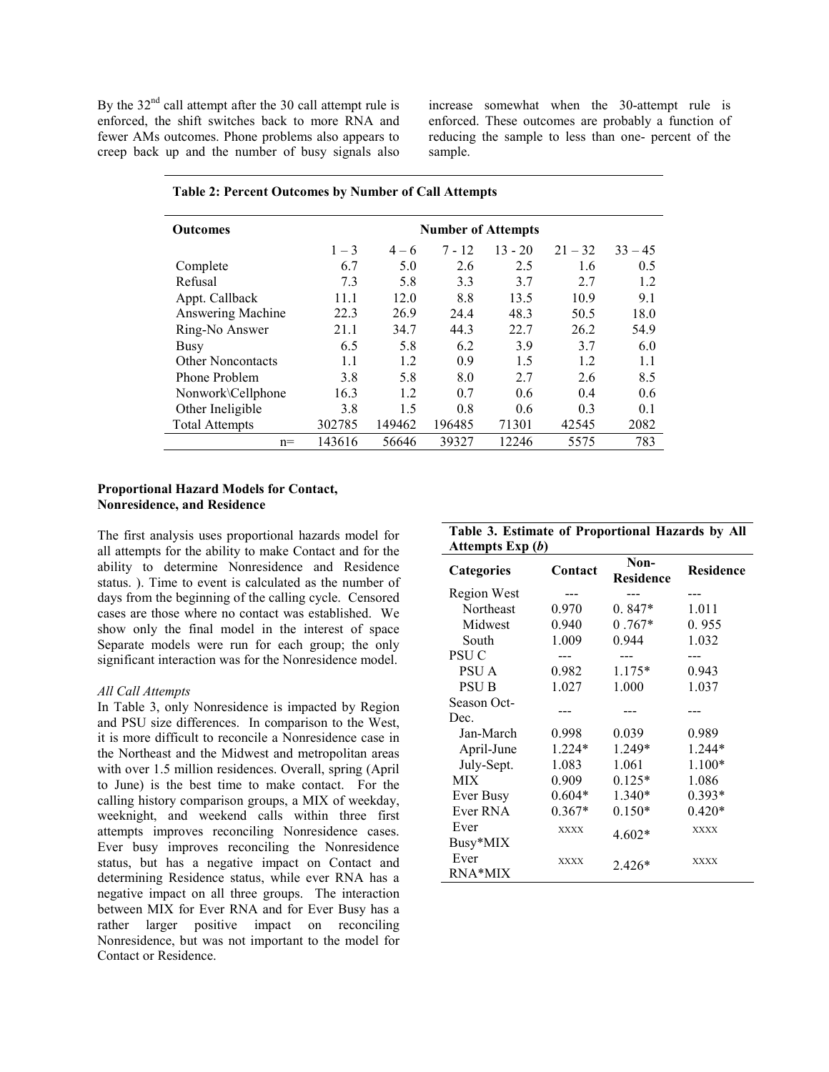By the 32nd call attempt after the 30 call attempt rule is enforced, the shift switches back to more RNA and fewer AMs outcomes. Phone problems also appears to creep back up and the number of busy signals also increase somewhat when the 30-attempt rule is enforced. These outcomes are probably a function of reducing the sample to less than one- percent of the sample.

**Table 2: Percent Outcomes by Number of Call Attempts**

| Outcomes | Number of Attempts | | | | | |
|---|---|---|---|---|---|---|
| | 1 – 3 | 4 – 6 | 7 - 12 | 13 - 20 | 21 – 32 | 33 – 45 |
| Complete | 6.7 | 5.0 | 2.6 | 2.5 | 1.6 | 0.5 |
| Refusal | 7.3 | 5.8 | 3.3 | 3.7 | 2.7 | 1.2 |
| Appt. Callback | 11.1 | 12.0 | 8.8 | 13.5 | 10.9 | 9.1 |
| Answering Machine | 22.3 | 26.9 | 24.4 | 48.3 | 50.5 | 18.0 |
| Ring-No Answer | 21.1 | 34.7 | 44.3 | 22.7 | 26.2 | 54.9 |
| Busy | 6.5 | 5.8 | 6.2 | 3.9 | 3.7 | 6.0 |
| Other Noncontacts | 1.1 | 1.2 | 0.9 | 1.5 | 1.2 | 1.1 |
| Phone Problem | 3.8 | 5.8 | 8.0 | 2.7 | 2.6 | 8.5 |
| Nonwork\Cellphone | 16.3 | 1.2 | 0.7 | 0.6 | 0.4 | 0.6 |
| Other Ineligible | 3.8 | 1.5 | 0.8 | 0.6 | 0.3 | 0.1 |
| Total Attempts | 302785 | 149462 | 196485 | 71301 | 42545 | 2082 |
| n= | 143616 | 56646 | 39327 | 12246 | 5575 | 783 |

**Proportional Hazard Models for Contact, Nonresidence, and Residence**

The first analysis uses proportional hazards model for all attempts for the ability to make Contact and for the ability to determine Nonresidence and Residence status. ). Time to event is calculated as the number of days from the beginning of the calling cycle. Censored cases are those where no contact was established. We show only the final model in the interest of space Separate models were run for each group; the only significant interaction was for the Nonresidence model.

*All Call Attempts*

In Table 3, only Nonresidence is impacted by Region and PSU size differences. In comparison to the West, it is more difficult to reconcile a Nonresidence case in the Northeast and the Midwest and metropolitan areas with over 1.5 million residences. Overall, spring (April to June) is the best time to make contact. For the calling history comparison groups, a MIX of weekday, weeknight, and weekend calls within three first attempts improves reconciling Nonresidence cases. Ever busy improves reconciling the Nonresidence status, but has a negative impact on Contact and determining Residence status, while ever RNA has a negative impact on all three groups. The interaction between MIX for Ever RNA and for Ever Busy has a rather larger positive impact on reconciling Nonresidence, but was not important to the model for Contact or Residence.

**Table 3. Estimate of Proportional Hazards by All Attempts Exp (*b*)**

| Categories | Contact | Non-Residence | Residence |
|---|---|---|---|
| Region West | --- | --- | --- |
| Northeast | 0.970 | 0. 847* | 1.011 |
| Midwest | 0.940 | 0 .767* | 0. 955 |
| South | 1.009 | 0.944 | 1.032 |
| PSU C | --- | --- | --- |
| PSU A | 0.982 | 1.175* | 0.943 |
| PSU B | 1.027 | 1.000 | 1.037 |
| Season Oct-Dec. | --- | --- | --- |
| Jan-March | 0.998 | 0.039 | 0.989 |
| April-June | 1.224* | 1.249* | 1.244* |
| July-Sept. | 1.083 | 1.061 | 1.100* |
| MIX | 0.909 | 0.125* | 1.086 |
| Ever Busy | 0.604* | 1.340* | 0.393* |
| Ever RNA | 0.367* | 0.150* | 0.420* |
| Ever Busy*MIX | xxxx | 4.602* | xxxx |
| Ever RNA*MIX | xxxx | 2.426* | xxxx |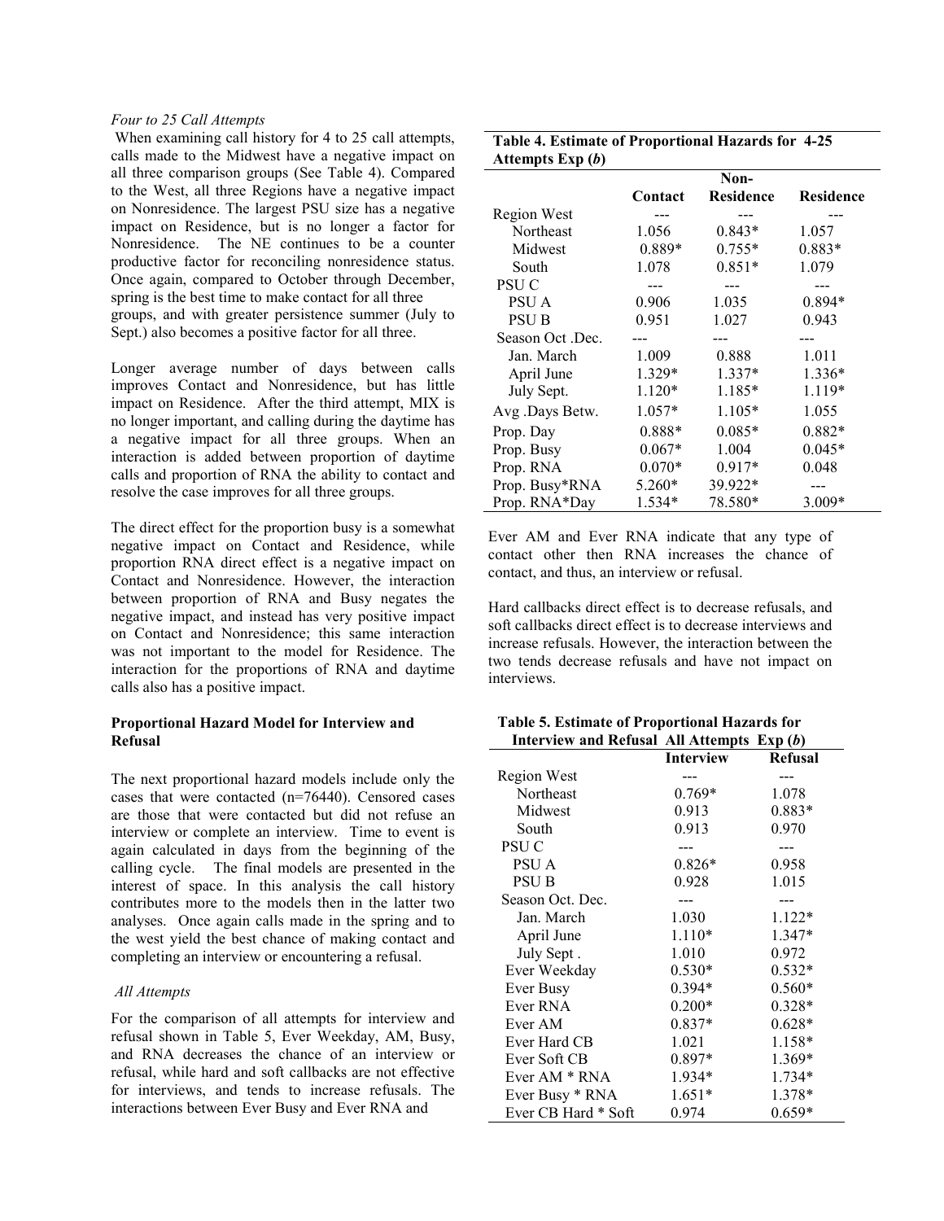*Four to 25 Call Attempts*

When examining call history for 4 to 25 call attempts, calls made to the Midwest have a negative impact on all three comparison groups (See Table 4). Compared to the West, all three Regions have a negative impact on Nonresidence. The largest PSU size has a negative impact on Residence, but is no longer a factor for Nonresidence. The NE continues to be a counter productive factor for reconciling nonresidence status. Once again, compared to October through December, spring is the best time to make contact for all three groups, and with greater persistence summer (July to Sept.) also becomes a positive factor for all three.

Longer average number of days between calls improves Contact and Nonresidence, but has little impact on Residence. After the third attempt, MIX is no longer important, and calling during the daytime has a negative impact for all three groups. When an interaction is added between proportion of daytime calls and proportion of RNA the ability to contact and resolve the case improves for all three groups.

The direct effect for the proportion busy is a somewhat negative impact on Contact and Residence, while proportion RNA direct effect is a negative impact on Contact and Nonresidence. However, the interaction between proportion of RNA and Busy negates the negative impact, and instead has very positive impact on Contact and Nonresidence; this same interaction was not important to the model for Residence. The interaction for the proportions of RNA and daytime calls also has a positive impact.

**Table 4. Estimate of Proportional Hazards for 4-25 Attempts Exp (*b*)**

| | Contact | Non-Residence | Residence |
|---|---|---|---|
| Region West | --- | --- | --- |
| Northeast | 1.056 | 0.843* | 1.057 |
| Midwest | 0.889* | 0.755* | 0.883* |
| South | 1.078 | 0.851* | 1.079 |
| PSU C | --- | --- | --- |
| PSU A | 0.906 | 1.035 | 0.894* |
| PSU B | 0.951 | 1.027 | 0.943 |
| Season Oct .Dec. | --- | --- | --- |
| Jan. March | 1.009 | 0.888 | 1.011 |
| April June | 1.329* | 1.337* | 1.336* |
| July Sept. | 1.120* | 1.185* | 1.119* |
| Avg .Days Betw. | 1.057* | 1.105* | 1.055 |
| Prop. Day | 0.888* | 0.085* | 0.882* |
| Prop. Busy | 0.067* | 1.004 | 0.045* |
| Prop. RNA | 0.070* | 0.917* | 0.048 |
| Prop. Busy*RNA | 5.260* | 39.922* | --- |
| Prop. RNA*Day | 1.534* | 78.580* | 3.009* |

## Proportional Hazard Model for Interview and Refusal

The next proportional hazard models include only the cases that were contacted (n=76440). Censored cases are those that were contacted but did not refuse an interview or complete an interview. Time to event is again calculated in days from the beginning of the calling cycle. The final models are presented in the interest of space. In this analysis the call history contributes more to the models then in the latter two analyses. Once again calls made in the spring and to the west yield the best chance of making contact and completing an interview or encountering a refusal.

*All Attempts*

For the comparison of all attempts for interview and refusal shown in Table 5, Ever Weekday, AM, Busy, and RNA decreases the chance of an interview or refusal, while hard and soft callbacks are not effective for interviews, and tends to increase refusals. The interactions between Ever Busy and Ever RNA and Ever AM and Ever RNA indicate that any type of contact other then RNA increases the chance of contact, and thus, an interview or refusal.

Hard callbacks direct effect is to decrease refusals, and soft callbacks direct effect is to decrease interviews and increase refusals. However, the interaction between the two tends decrease refusals and have not impact on interviews.

**Table 5. Estimate of Proportional Hazards for Interview and Refusal All Attempts Exp (*b*)**

| | Interview | Refusal |
|---|---|---|
| Region West | --- | --- |
| Northeast | 0.769* | 1.078 |
| Midwest | 0.913 | 0.883* |
| South | 0.913 | 0.970 |
| PSU C | --- | --- |
| PSU A | 0.826* | 0.958 |
| PSU B | 0.928 | 1.015 |
| Season Oct. Dec. | --- | --- |
| Jan. March | 1.030 | 1.122* |
| April June | 1.110* | 1.347* |
| July Sept . | 1.010 | 0.972 |
| Ever Weekday | 0.530* | 0.532* |
| Ever Busy | 0.394* | 0.560* |
| Ever RNA | 0.200* | 0.328* |
| Ever AM | 0.837* | 0.628* |
| Ever Hard CB | 1.021 | 1.158* |
| Ever Soft CB | 0.897* | 1.369* |
| Ever AM * RNA | 1.934* | 1.734* |
| Ever Busy * RNA | 1.651* | 1.378* |
| Ever CB Hard * Soft | 0.974 | 0.659* |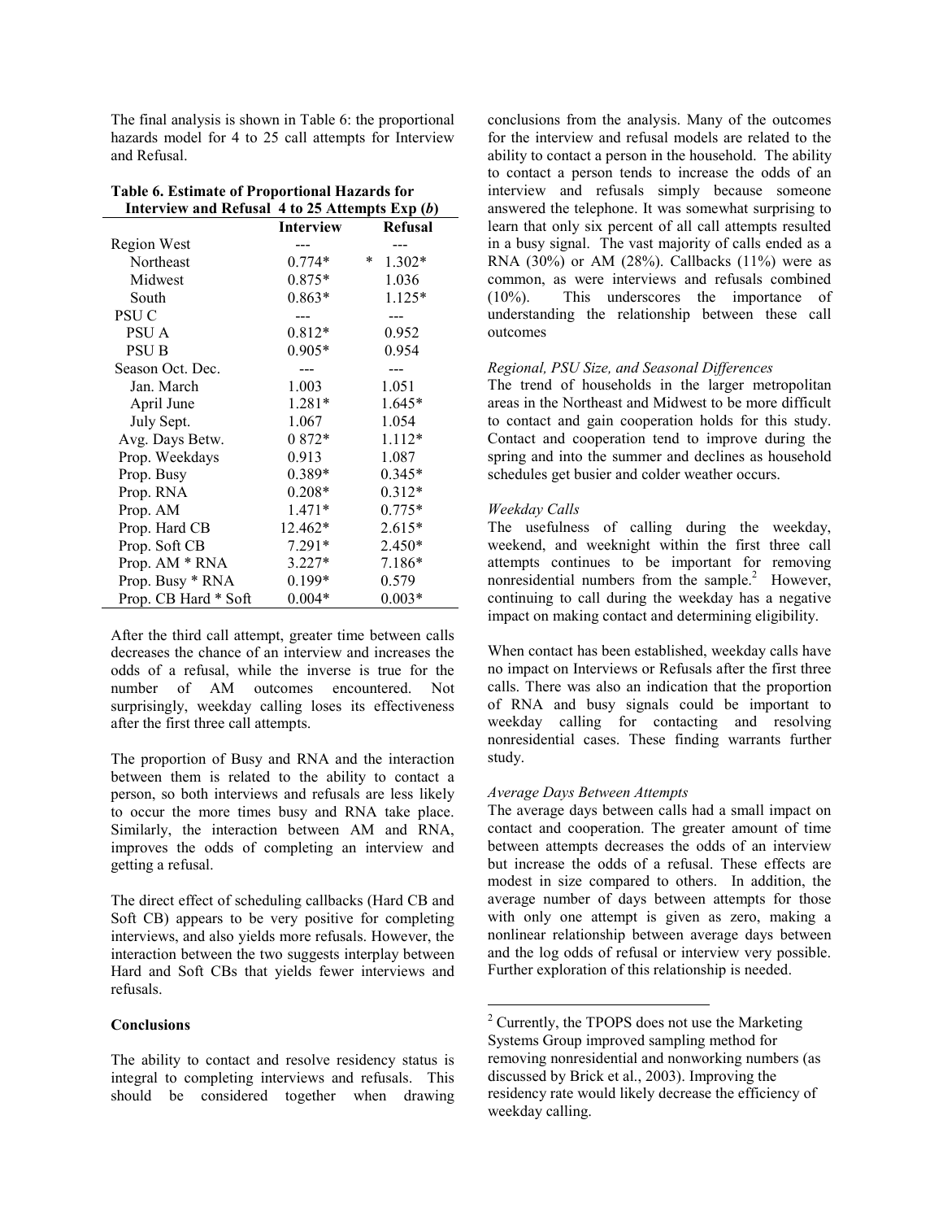The final analysis is shown in Table 6: the proportional hazards model for 4 to 25 call attempts for Interview and Refusal.

**Table 6. Estimate of Proportional Hazards for Interview and Refusal 4 to 25 Attempts Exp (*b*)**

| | Interview | Refusal |
|---|---|---|
| Region West | --- | --- |
| Northeast | 0.774* | * 1.302* |
| Midwest | 0.875* | 1.036 |
| South | 0.863* | 1.125* |
| PSU C | --- | --- |
| PSU A | 0.812* | 0.952 |
| PSU B | 0.905* | 0.954 |
| Season Oct. Dec. | --- | --- |
| Jan. March | 1.003 | 1.051 |
| April June | 1.281* | 1.645* |
| July Sept. | 1.067 | 1.054 |
| Avg. Days Betw. | 0 872* | 1.112* |
| Prop. Weekdays | 0.913 | 1.087 |
| Prop. Busy | 0.389* | 0.345* |
| Prop. RNA | 0.208* | 0.312* |
| Prop. AM | 1.471* | 0.775* |
| Prop. Hard CB | 12.462* | 2.615* |
| Prop. Soft CB | 7.291* | 2.450* |
| Prop. AM * RNA | 3.227* | 7.186* |
| Prop. Busy * RNA | 0.199* | 0.579 |
| Prop. CB Hard * Soft | 0.004* | 0.003* |

After the third call attempt, greater time between calls decreases the chance of an interview and increases the odds of a refusal, while the inverse is true for the number of AM outcomes encountered. Not surprisingly, weekday calling loses its effectiveness after the first three call attempts.

The proportion of Busy and RNA and the interaction between them is related to the ability to contact a person, so both interviews and refusals are less likely to occur the more times busy and RNA take place. Similarly, the interaction between AM and RNA, improves the odds of completing an interview and getting a refusal.

The direct effect of scheduling callbacks (Hard CB and Soft CB) appears to be very positive for completing interviews, and also yields more refusals. However, the interaction between the two suggests interplay between Hard and Soft CBs that yields fewer interviews and refusals.

## Conclusions

The ability to contact and resolve residency status is integral to completing interviews and refusals. This should be considered together when drawing conclusions from the analysis. Many of the outcomes for the interview and refusal models are related to the ability to contact a person in the household. The ability to contact a person tends to increase the odds of an interview and refusals simply because someone answered the telephone. It was somewhat surprising to learn that only six percent of all call attempts resulted in a busy signal. The vast majority of calls ended as a RNA (30%) or AM (28%). Callbacks (11%) were as common, as were interviews and refusals combined (10%). This underscores the importance of understanding the relationship between these call outcomes

*Regional, PSU Size, and Seasonal Differences*

The trend of households in the larger metropolitan areas in the Northeast and Midwest to be more difficult to contact and gain cooperation holds for this study. Contact and cooperation tend to improve during the spring and into the summer and declines as household schedules get busier and colder weather occurs.

*Weekday Calls*

The usefulness of calling during the weekday, weekend, and weeknight within the first three call attempts continues to be important for removing nonresidential numbers from the sample.[2] However, continuing to call during the weekday has a negative impact on making contact and determining eligibility.

When contact has been established, weekday calls have no impact on Interviews or Refusals after the first three calls. There was also an indication that the proportion of RNA and busy signals could be important to weekday calling for contacting and resolving nonresidential cases. These finding warrants further study.

*Average Days Between Attempts*

The average days between calls had a small impact on contact and cooperation. The greater amount of time between attempts decreases the odds of an interview but increase the odds of a refusal. These effects are modest in size compared to others. In addition, the average number of days between attempts for those with only one attempt is given as zero, making a nonlinear relationship between average days between and the log odds of refusal or interview very possible. Further exploration of this relationship is needed.

[2] Currently, the TPOPS does not use the Marketing Systems Group improved sampling method for removing nonresidential and nonworking numbers (as discussed by Brick et al., 2003). Improving the residency rate would likely decrease the efficiency of weekday calling.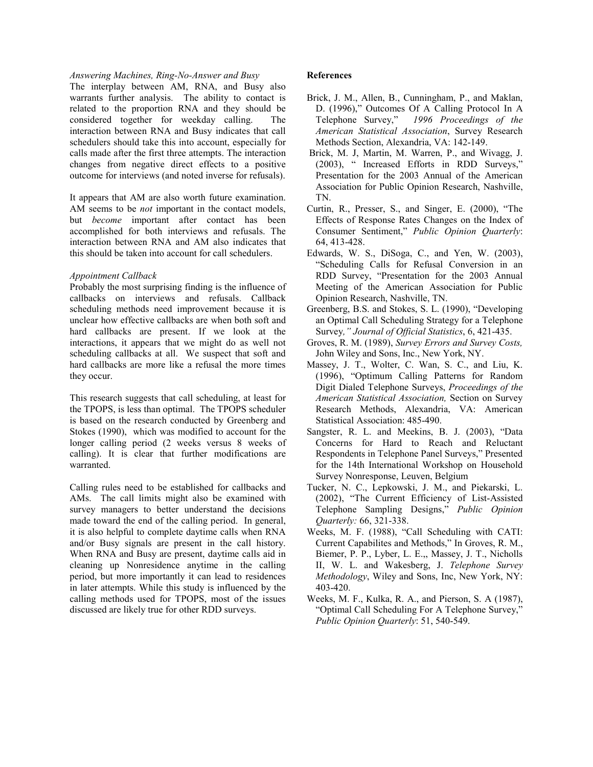*Answering Machines, Ring-No-Answer and Busy*

The interplay between AM, RNA, and Busy also warrants further analysis. The ability to contact is related to the proportion RNA and they should be considered together for weekday calling. The interaction between RNA and Busy indicates that call schedulers should take this into account, especially for calls made after the first three attempts. The interaction changes from negative direct effects to a positive outcome for interviews (and noted inverse for refusals).

It appears that AM are also worth future examination. AM seems to be *not* important in the contact models, but *become* important after contact has been accomplished for both interviews and refusals. The interaction between RNA and AM also indicates that this should be taken into account for call schedulers.

*Appointment Callback*

Probably the most surprising finding is the influence of callbacks on interviews and refusals. Callback scheduling methods need improvement because it is unclear how effective callbacks are when both soft and hard callbacks are present. If we look at the interactions, it appears that we might do as well not scheduling callbacks at all. We suspect that soft and hard callbacks are more like a refusal the more times they occur.

This research suggests that call scheduling, at least for the TPOPS, is less than optimal. The TPOPS scheduler is based on the research conducted by Greenberg and Stokes (1990), which was modified to account for the longer calling period (2 weeks versus 8 weeks of calling). It is clear that further modifications are warranted.

Calling rules need to be established for callbacks and AMs. The call limits might also be examined with survey managers to better understand the decisions made toward the end of the calling period. In general, it is also helpful to complete daytime calls when RNA and/or Busy signals are present in the call history. When RNA and Busy are present, daytime calls aid in cleaning up Nonresidence anytime in the calling period, but more importantly it can lead to residences in later attempts. While this study is influenced by the calling methods used for TPOPS, most of the issues discussed are likely true for other RDD surveys.

**References**

Brick, J. M., Allen, B., Cunningham, P., and Maklan, D. (1996)," Outcomes Of A Calling Protocol In A Telephone Survey," *1996 Proceedings of the American Statistical Association*, Survey Research Methods Section, Alexandria, VA: 142-149.

Brick, M. J, Martin, M. Warren, P., and Wivagg, J. (2003), " Increased Efforts in RDD Surveys," Presentation for the 2003 Annual of the American Association for Public Opinion Research, Nashville, TN.

Curtin, R., Presser, S., and Singer, E. (2000), "The Effects of Response Rates Changes on the Index of Consumer Sentiment," *Public Opinion Quarterly*: 64, 413-428.

Edwards, W. S., DiSoga, C., and Yen, W. (2003), "Scheduling Calls for Refusal Conversion in an RDD Survey, "Presentation for the 2003 Annual Meeting of the American Association for Public Opinion Research, Nashville, TN.

Greenberg, B.S. and Stokes, S. L. (1990), "Developing an Optimal Call Scheduling Strategy for a Telephone Survey*," Journal of Official Statistics*, 6, 421-435.

Groves, R. M. (1989), *Survey Errors and Survey Costs,* John Wiley and Sons, Inc., New York, NY.

Massey, J. T., Wolter, C. Wan, S. C., and Liu, K. (1996), "Optimum Calling Patterns for Random Digit Dialed Telephone Surveys, *Proceedings of the American Statistical Association,* Section on Survey Research Methods, Alexandria, VA: American Statistical Association: 485-490.

Sangster, R. L. and Meekins, B. J. (2003), "Data Concerns for Hard to Reach and Reluctant Respondents in Telephone Panel Surveys," Presented for the 14th International Workshop on Household Survey Nonresponse, Leuven, Belgium

Tucker, N. C., Lepkowski, J. M., and Piekarski, L. (2002), "The Current Efficiency of List-Assisted Telephone Sampling Designs," *Public Opinion Quarterly:* 66, 321-338.

Weeks, M. F. (1988), "Call Scheduling with CATI: Current Capabilites and Methods," In Groves, R. M., Biemer, P. P., Lyber, L. E.,, Massey, J. T., Nicholls II, W. L. and Wakesberg, J. *Telephone Survey Methodology*, Wiley and Sons, Inc, New York, NY: 403-420.

Weeks, M. F., Kulka, R. A., and Pierson, S. A (1987), "Optimal Call Scheduling For A Telephone Survey," *Public Opinion Quarterly*: 51, 540-549.